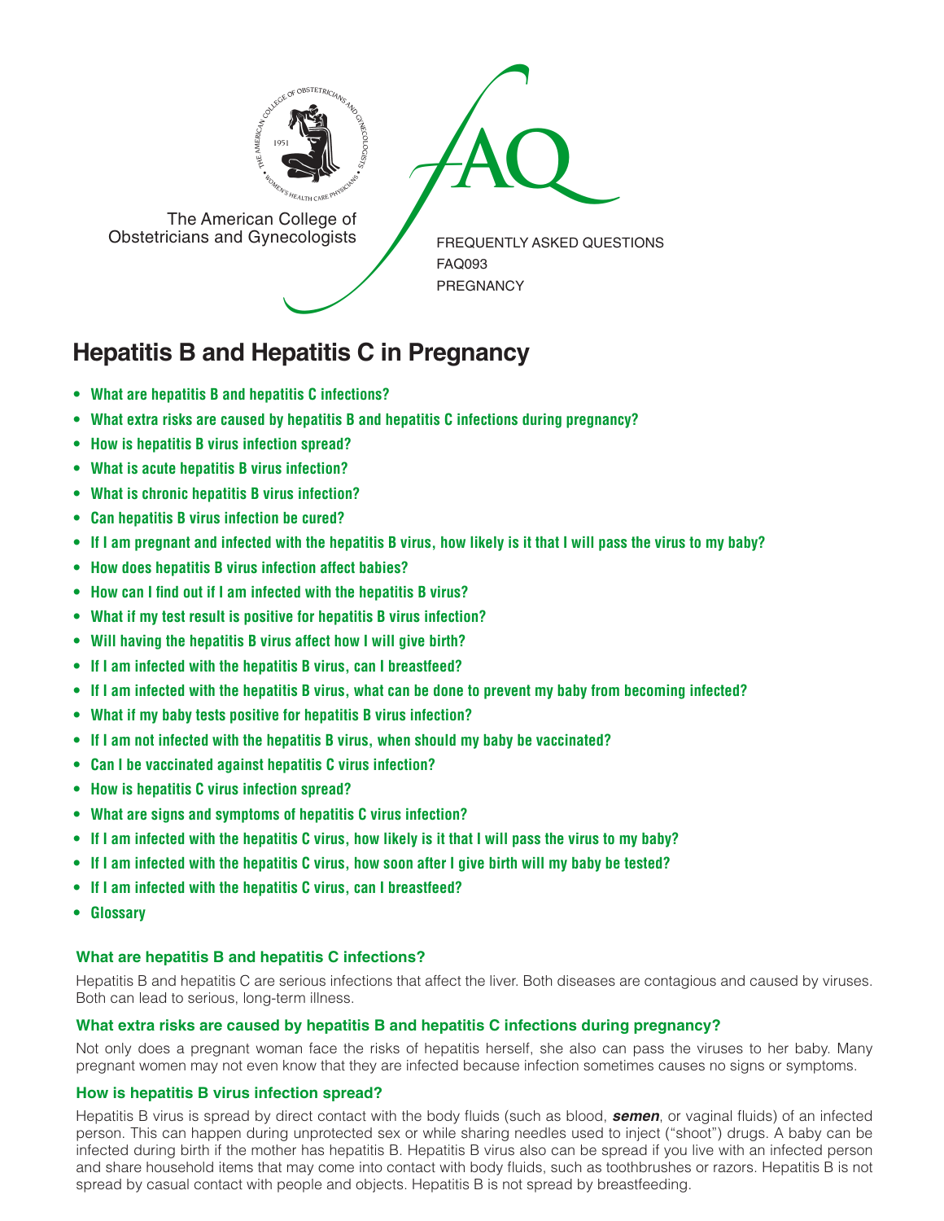The American College of Obstetricians and Gynecologists

FREQUENTLY ASKED QUESTIONS
FAQ093
PREGNANCY

# Hepatitis B and Hepatitis C in Pregnancy

- **What are hepatitis B and hepatitis C infections?**
- **What extra risks are caused by hepatitis B and hepatitis C infections during pregnancy?**
- **How is hepatitis B virus infection spread?**
- **What is acute hepatitis B virus infection?**
- **What is chronic hepatitis B virus infection?**
- **Can hepatitis B virus infection be cured?**
- **If I am pregnant and infected with the hepatitis B virus, how likely is it that I will pass the virus to my baby?**
- **How does hepatitis B virus infection affect babies?**
- **How can I find out if I am infected with the hepatitis B virus?**
- **What if my test result is positive for hepatitis B virus infection?**
- **Will having the hepatitis B virus affect how I will give birth?**
- **If I am infected with the hepatitis B virus, can I breastfeed?**
- **If I am infected with the hepatitis B virus, what can be done to prevent my baby from becoming infected?**
- **What if my baby tests positive for hepatitis B virus infection?**
- **If I am not infected with the hepatitis B virus, when should my baby be vaccinated?**
- **Can I be vaccinated against hepatitis C virus infection?**
- **How is hepatitis C virus infection spread?**
- **What are signs and symptoms of hepatitis C virus infection?**
- **If I am infected with the hepatitis C virus, how likely is it that I will pass the virus to my baby?**
- **If I am infected with the hepatitis C virus, how soon after I give birth will my baby be tested?**
- **If I am infected with the hepatitis C virus, can I breastfeed?**
- **Glossary**

### What are hepatitis B and hepatitis C infections?

Hepatitis B and hepatitis C are serious infections that affect the liver. Both diseases are contagious and caused by viruses. Both can lead to serious, long-term illness.

### What extra risks are caused by hepatitis B and hepatitis C infections during pregnancy?

Not only does a pregnant woman face the risks of hepatitis herself, she also can pass the viruses to her baby. Many pregnant women may not even know that they are infected because infection sometimes causes no signs or symptoms.

### How is hepatitis B virus infection spread?

Hepatitis B virus is spread by direct contact with the body fluids (such as blood, ***semen***, or vaginal fluids) of an infected person. This can happen during unprotected sex or while sharing needles used to inject ("shoot") drugs. A baby can be infected during birth if the mother has hepatitis B. Hepatitis B virus also can be spread if you live with an infected person and share household items that may come into contact with body fluids, such as toothbrushes or razors. Hepatitis B is not spread by casual contact with people and objects. Hepatitis B is not spread by breastfeeding.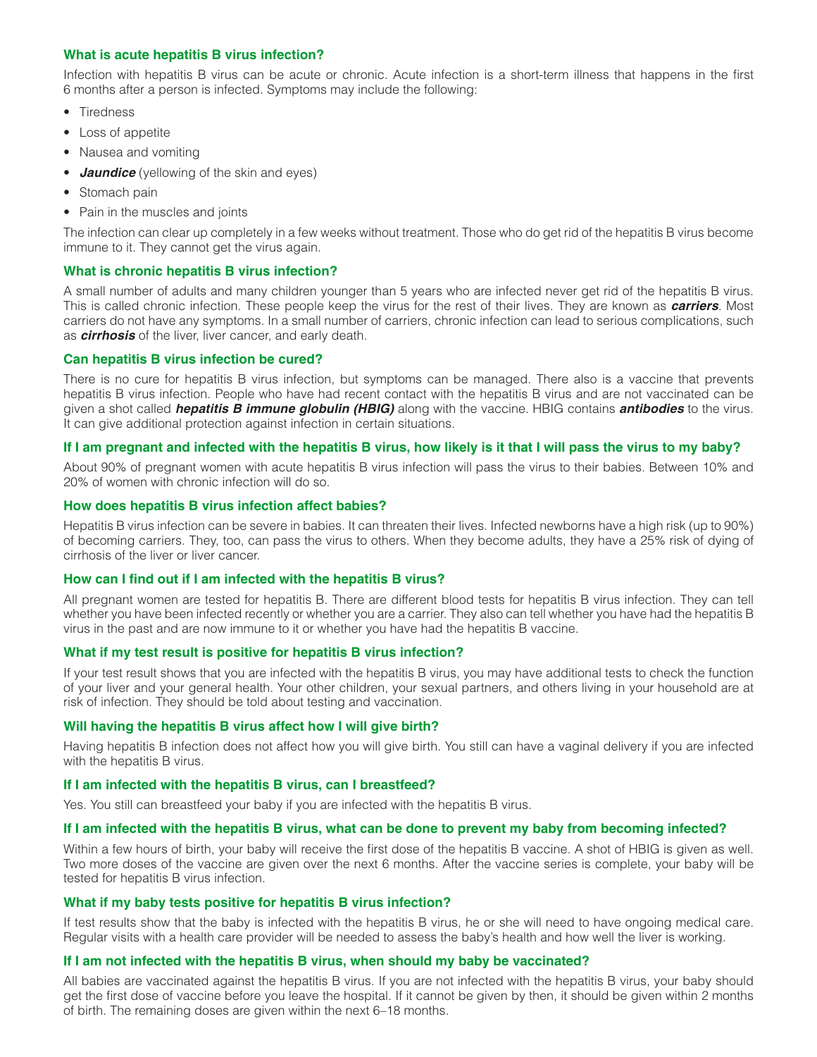### What is acute hepatitis B virus infection?

Infection with hepatitis B virus can be acute or chronic. Acute infection is a short-term illness that happens in the first 6 months after a person is infected. Symptoms may include the following:

- Tiredness
- Loss of appetite
- Nausea and vomiting
- ***Jaundice*** (yellowing of the skin and eyes)
- Stomach pain
- Pain in the muscles and joints

The infection can clear up completely in a few weeks without treatment. Those who do get rid of the hepatitis B virus become immune to it. They cannot get the virus again.

### What is chronic hepatitis B virus infection?

A small number of adults and many children younger than 5 years who are infected never get rid of the hepatitis B virus. This is called chronic infection. These people keep the virus for the rest of their lives. They are known as ***carriers***. Most carriers do not have any symptoms. In a small number of carriers, chronic infection can lead to serious complications, such as ***cirrhosis*** of the liver, liver cancer, and early death.

### Can hepatitis B virus infection be cured?

There is no cure for hepatitis B virus infection, but symptoms can be managed. There also is a vaccine that prevents hepatitis B virus infection. People who have had recent contact with the hepatitis B virus and are not vaccinated can be given a shot called ***hepatitis B immune globulin (HBIG)*** along with the vaccine. HBIG contains ***antibodies*** to the virus. It can give additional protection against infection in certain situations.

### If I am pregnant and infected with the hepatitis B virus, how likely is it that I will pass the virus to my baby?

About 90% of pregnant women with acute hepatitis B virus infection will pass the virus to their babies. Between 10% and 20% of women with chronic infection will do so.

### How does hepatitis B virus infection affect babies?

Hepatitis B virus infection can be severe in babies. It can threaten their lives. Infected newborns have a high risk (up to 90%) of becoming carriers. They, too, can pass the virus to others. When they become adults, they have a 25% risk of dying of cirrhosis of the liver or liver cancer.

### How can I find out if I am infected with the hepatitis B virus?

All pregnant women are tested for hepatitis B. There are different blood tests for hepatitis B virus infection. They can tell whether you have been infected recently or whether you are a carrier. They also can tell whether you have had the hepatitis B virus in the past and are now immune to it or whether you have had the hepatitis B vaccine.

### What if my test result is positive for hepatitis B virus infection?

If your test result shows that you are infected with the hepatitis B virus, you may have additional tests to check the function of your liver and your general health. Your other children, your sexual partners, and others living in your household are at risk of infection. They should be told about testing and vaccination.

### Will having the hepatitis B virus affect how I will give birth?

Having hepatitis B infection does not affect how you will give birth. You still can have a vaginal delivery if you are infected with the hepatitis B virus.

### If I am infected with the hepatitis B virus, can I breastfeed?

Yes. You still can breastfeed your baby if you are infected with the hepatitis B virus.

### If I am infected with the hepatitis B virus, what can be done to prevent my baby from becoming infected?

Within a few hours of birth, your baby will receive the first dose of the hepatitis B vaccine. A shot of HBIG is given as well. Two more doses of the vaccine are given over the next 6 months. After the vaccine series is complete, your baby will be tested for hepatitis B virus infection.

### What if my baby tests positive for hepatitis B virus infection?

If test results show that the baby is infected with the hepatitis B virus, he or she will need to have ongoing medical care. Regular visits with a health care provider will be needed to assess the baby's health and how well the liver is working.

### If I am not infected with the hepatitis B virus, when should my baby be vaccinated?

All babies are vaccinated against the hepatitis B virus. If you are not infected with the hepatitis B virus, your baby should get the first dose of vaccine before you leave the hospital. If it cannot be given by then, it should be given within 2 months of birth. The remaining doses are given within the next 6–18 months.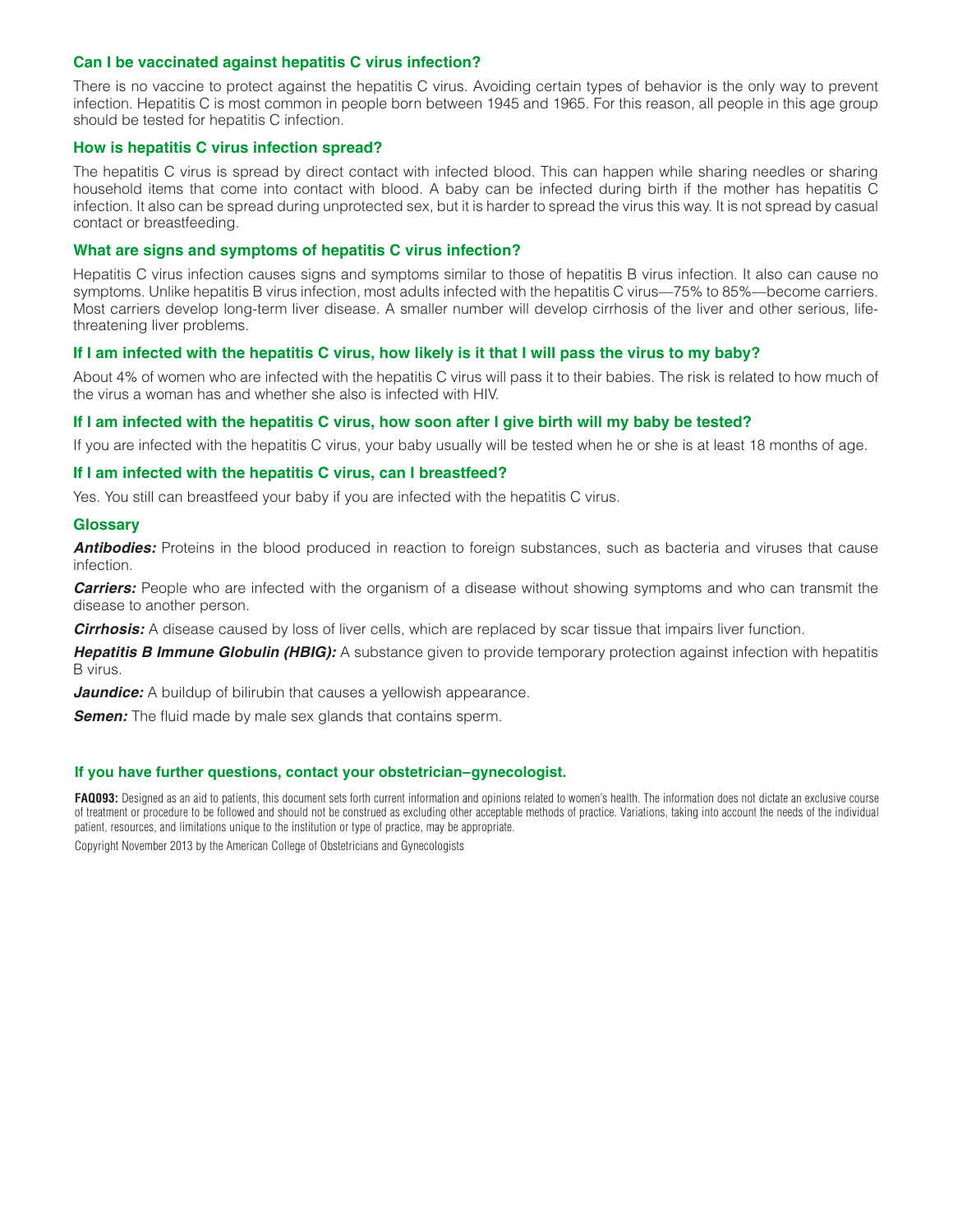### Can I be vaccinated against hepatitis C virus infection?

There is no vaccine to protect against the hepatitis C virus. Avoiding certain types of behavior is the only way to prevent infection. Hepatitis C is most common in people born between 1945 and 1965. For this reason, all people in this age group should be tested for hepatitis C infection.

### How is hepatitis C virus infection spread?

The hepatitis C virus is spread by direct contact with infected blood. This can happen while sharing needles or sharing household items that come into contact with blood. A baby can be infected during birth if the mother has hepatitis C infection. It also can be spread during unprotected sex, but it is harder to spread the virus this way. It is not spread by casual contact or breastfeeding.

### What are signs and symptoms of hepatitis C virus infection?

Hepatitis C virus infection causes signs and symptoms similar to those of hepatitis B virus infection. It also can cause no symptoms. Unlike hepatitis B virus infection, most adults infected with the hepatitis C virus—75% to 85%—become carriers. Most carriers develop long-term liver disease. A smaller number will develop cirrhosis of the liver and other serious, life-threatening liver problems.

### If I am infected with the hepatitis C virus, how likely is it that I will pass the virus to my baby?

About 4% of women who are infected with the hepatitis C virus will pass it to their babies. The risk is related to how much of the virus a woman has and whether she also is infected with HIV.

### If I am infected with the hepatitis C virus, how soon after I give birth will my baby be tested?

If you are infected with the hepatitis C virus, your baby usually will be tested when he or she is at least 18 months of age.

### If I am infected with the hepatitis C virus, can I breastfeed?

Yes. You still can breastfeed your baby if you are infected with the hepatitis C virus.

### Glossary

***Antibodies:*** Proteins in the blood produced in reaction to foreign substances, such as bacteria and viruses that cause infection.

***Carriers:*** People who are infected with the organism of a disease without showing symptoms and who can transmit the disease to another person.

***Cirrhosis:*** A disease caused by loss of liver cells, which are replaced by scar tissue that impairs liver function.

***Hepatitis B Immune Globulin (HBIG):*** A substance given to provide temporary protection against infection with hepatitis B virus.

***Jaundice:*** A buildup of bilirubin that causes a yellowish appearance.

***Semen:*** The fluid made by male sex glands that contains sperm.

**If you have further questions, contact your obstetrician–gynecologist.**

**FAQ093:** Designed as an aid to patients, this document sets forth current information and opinions related to women's health. The information does not dictate an exclusive course of treatment or procedure to be followed and should not be construed as excluding other acceptable methods of practice. Variations, taking into account the needs of the individual patient, resources, and limitations unique to the institution or type of practice, may be appropriate.

Copyright November 2013 by the American College of Obstetricians and Gynecologists